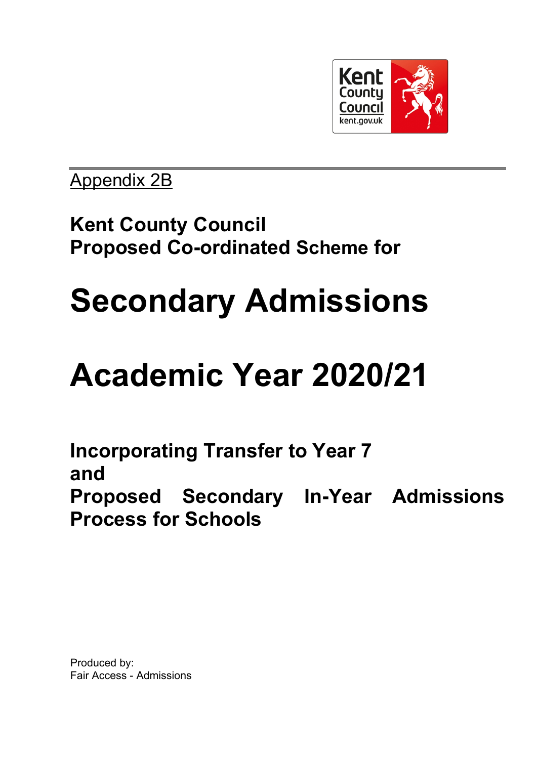Appendix 2B

**Kent County Council**
**Proposed Co-ordinated Scheme for**

# Secondary Admissions

# Academic Year 2020/21

**Incorporating Transfer to Year 7**
**and**
**Proposed Secondary In-Year Admissions Process for Schools**

Produced by:
Fair Access - Admissions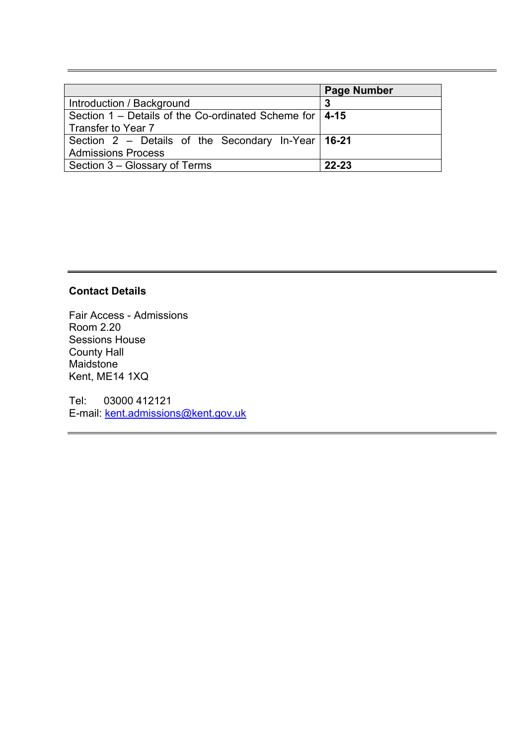| | **Page Number** |
|---|---|
| Introduction / Background | **3** |
| Section 1 – Details of the Co-ordinated Scheme for Transfer to Year 7 | **4-15** |
| Section 2 – Details of the Secondary In-Year Admissions Process | **16-21** |
| Section 3 – Glossary of Terms | **22-23** |

---

**Contact Details**

Fair Access - Admissions
Room 2.20
Sessions House
County Hall
Maidstone
Kent, ME14 1XQ

Tel: 03000 412121
E-mail: kent.admissions@kent.gov.uk

---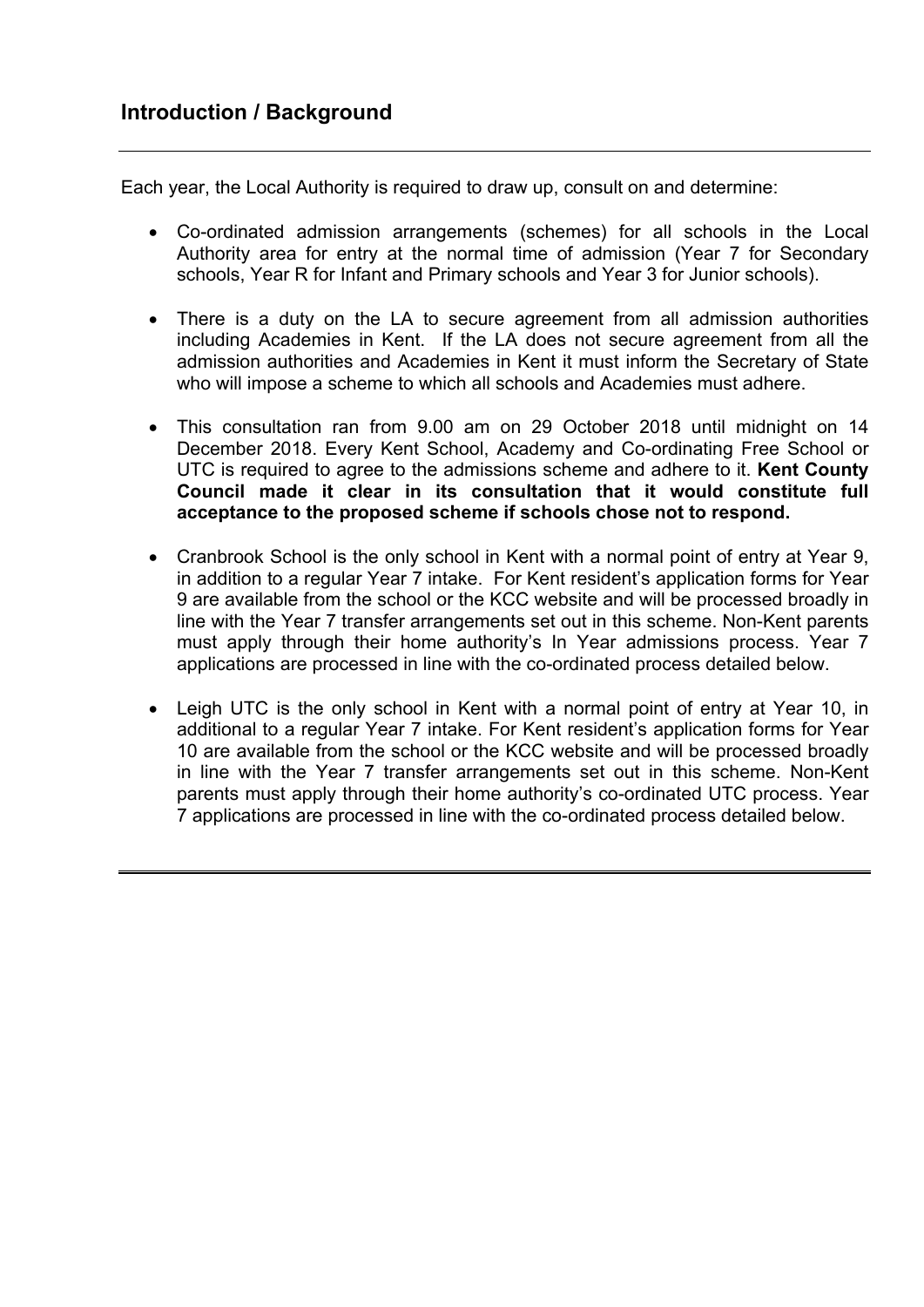## Introduction / Background

---

Each year, the Local Authority is required to draw up, consult on and determine:

- Co-ordinated admission arrangements (schemes) for all schools in the Local Authority area for entry at the normal time of admission (Year 7 for Secondary schools, Year R for Infant and Primary schools and Year 3 for Junior schools).

- There is a duty on the LA to secure agreement from all admission authorities including Academies in Kent. If the LA does not secure agreement from all the admission authorities and Academies in Kent it must inform the Secretary of State who will impose a scheme to which all schools and Academies must adhere.

- This consultation ran from 9.00 am on 29 October 2018 until midnight on 14 December 2018. Every Kent School, Academy and Co-ordinating Free School or UTC is required to agree to the admissions scheme and adhere to it. **Kent County Council made it clear in its consultation that it would constitute full acceptance to the proposed scheme if schools chose not to respond.**

- Cranbrook School is the only school in Kent with a normal point of entry at Year 9, in addition to a regular Year 7 intake. For Kent resident's application forms for Year 9 are available from the school or the KCC website and will be processed broadly in line with the Year 7 transfer arrangements set out in this scheme. Non-Kent parents must apply through their home authority's In Year admissions process. Year 7 applications are processed in line with the co-ordinated process detailed below.

- Leigh UTC is the only school in Kent with a normal point of entry at Year 10, in additional to a regular Year 7 intake. For Kent resident's application forms for Year 10 are available from the school or the KCC website and will be processed broadly in line with the Year 7 transfer arrangements set out in this scheme. Non-Kent parents must apply through their home authority's co-ordinated UTC process. Year 7 applications are processed in line with the co-ordinated process detailed below.

---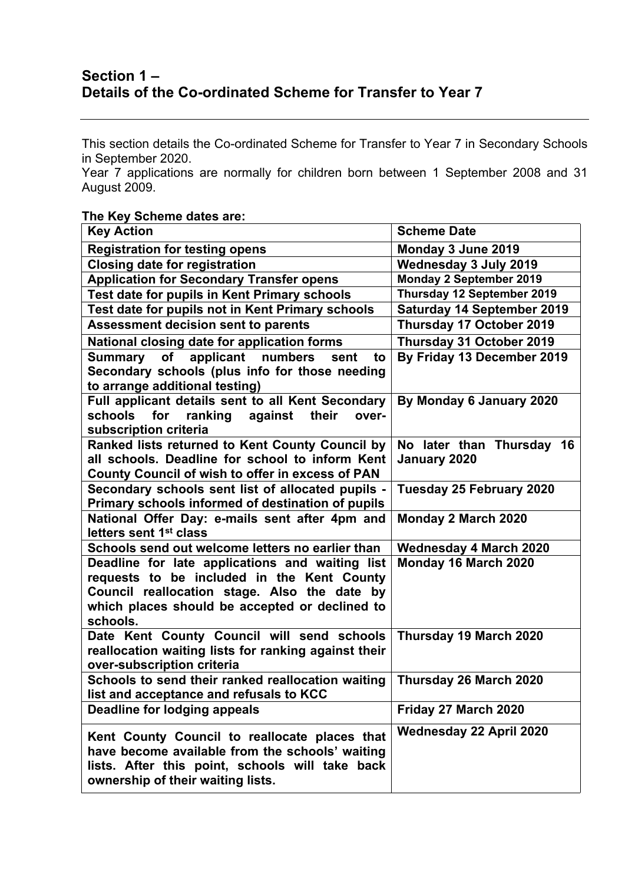## Section 1 –
## Details of the Co-ordinated Scheme for Transfer to Year 7

This section details the Co-ordinated Scheme for Transfer to Year 7 in Secondary Schools in September 2020.

Year 7 applications are normally for children born between 1 September 2008 and 31 August 2009.

**The Key Scheme dates are:**

| Key Action | Scheme Date |
|---|---|
| **Registration for testing opens** | **Monday 3 June 2019** |
| **Closing date for registration** | **Wednesday 3 July 2019** |
| **Application for Secondary Transfer opens** | **Monday 2 September 2019** |
| **Test date for pupils in Kent Primary schools** | **Thursday 12 September 2019** |
| **Test date for pupils not in Kent Primary schools** | **Saturday 14 September 2019** |
| **Assessment decision sent to parents** | **Thursday 17 October 2019** |
| **National closing date for application forms** | **Thursday 31 October 2019** |
| **Summary of applicant numbers sent to Secondary schools (plus info for those needing to arrange additional testing)** | **By Friday 13 December 2019** |
| **Full applicant details sent to all Kent Secondary schools for ranking against their over-subscription criteria** | **By Monday 6 January 2020** |
| **Ranked lists returned to Kent County Council by all schools. Deadline for school to inform Kent County Council of wish to offer in excess of PAN** | **No later than Thursday 16 January 2020** |
| **Secondary schools sent list of allocated pupils - Primary schools informed of destination of pupils** | **Tuesday 25 February 2020** |
| **National Offer Day: e-mails sent after 4pm and letters sent 1st class** | **Monday 2 March 2020** |
| **Schools send out welcome letters no earlier than** | **Wednesday 4 March 2020** |
| **Deadline for late applications and waiting list requests to be included in the Kent County Council reallocation stage. Also the date by which places should be accepted or declined to schools.** | **Monday 16 March 2020** |
| **Date Kent County Council will send schools reallocation waiting lists for ranking against their over-subscription criteria** | **Thursday 19 March 2020** |
| **Schools to send their ranked reallocation waiting list and acceptance and refusals to KCC** | **Thursday 26 March 2020** |
| **Deadline for lodging appeals** | **Friday 27 March 2020** |
| **Kent County Council to reallocate places that have become available from the schools' waiting lists. After this point, schools will take back ownership of their waiting lists.** | **Wednesday 22 April 2020** |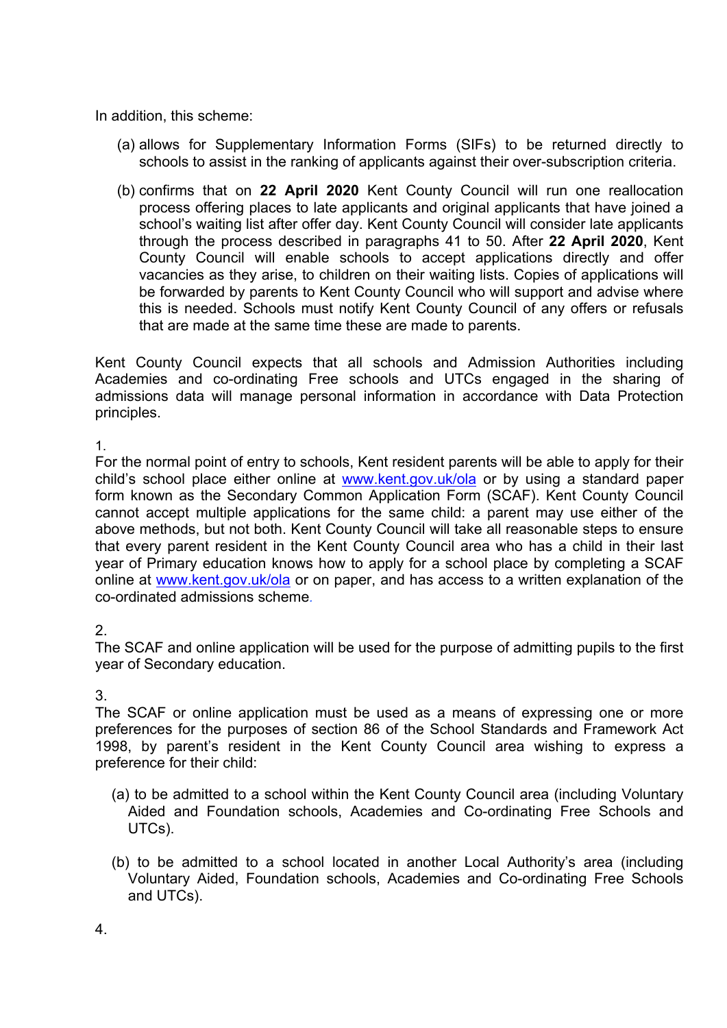In addition, this scheme:

(a) allows for Supplementary Information Forms (SIFs) to be returned directly to schools to assist in the ranking of applicants against their over-subscription criteria.

(b) confirms that on **22 April 2020** Kent County Council will run one reallocation process offering places to late applicants and original applicants that have joined a school's waiting list after offer day. Kent County Council will consider late applicants through the process described in paragraphs 41 to 50. After **22 April 2020**, Kent County Council will enable schools to accept applications directly and offer vacancies as they arise, to children on their waiting lists. Copies of applications will be forwarded by parents to Kent County Council who will support and advise where this is needed. Schools must notify Kent County Council of any offers or refusals that are made at the same time these are made to parents.

Kent County Council expects that all schools and Admission Authorities including Academies and co-ordinating Free schools and UTCs engaged in the sharing of admissions data will manage personal information in accordance with Data Protection principles.

1.
For the normal point of entry to schools, Kent resident parents will be able to apply for their child's school place either online at www.kent.gov.uk/ola or by using a standard paper form known as the Secondary Common Application Form (SCAF). Kent County Council cannot accept multiple applications for the same child: a parent may use either of the above methods, but not both. Kent County Council will take all reasonable steps to ensure that every parent resident in the Kent County Council area who has a child in their last year of Primary education knows how to apply for a school place by completing a SCAF online at www.kent.gov.uk/ola or on paper, and has access to a written explanation of the co-ordinated admissions scheme.

2.
The SCAF and online application will be used for the purpose of admitting pupils to the first year of Secondary education.

3.
The SCAF or online application must be used as a means of expressing one or more preferences for the purposes of section 86 of the School Standards and Framework Act 1998, by parent's resident in the Kent County Council area wishing to express a preference for their child:

(a) to be admitted to a school within the Kent County Council area (including Voluntary Aided and Foundation schools, Academies and Co-ordinating Free Schools and UTCs).

(b) to be admitted to a school located in another Local Authority's area (including Voluntary Aided, Foundation schools, Academies and Co-ordinating Free Schools and UTCs).

4.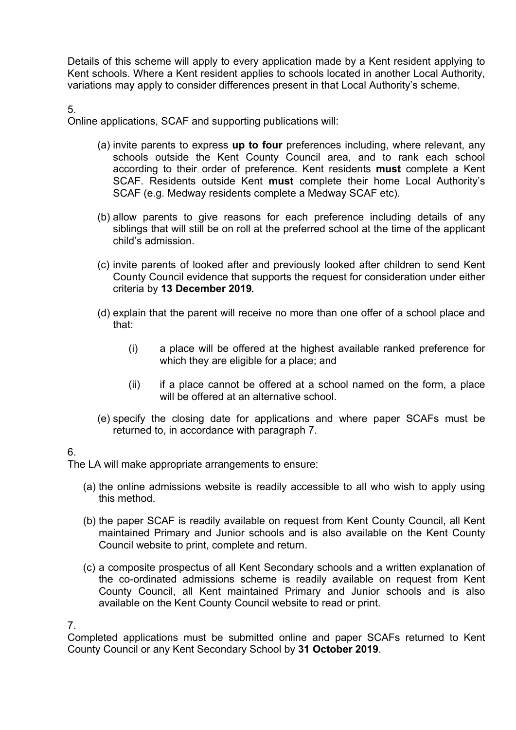Details of this scheme will apply to every application made by a Kent resident applying to Kent schools. Where a Kent resident applies to schools located in another Local Authority, variations may apply to consider differences present in that Local Authority's scheme.

5.
Online applications, SCAF and supporting publications will:

(a) invite parents to express **up to four** preferences including, where relevant, any schools outside the Kent County Council area, and to rank each school according to their order of preference. Kent residents **must** complete a Kent SCAF. Residents outside Kent **must** complete their home Local Authority's SCAF (e.g. Medway residents complete a Medway SCAF etc).

(b) allow parents to give reasons for each preference including details of any siblings that will still be on roll at the preferred school at the time of the applicant child's admission.

(c) invite parents of looked after and previously looked after children to send Kent County Council evidence that supports the request for consideration under either criteria by **13 December 2019.**

(d) explain that the parent will receive no more than one offer of a school place and that:

   (i) a place will be offered at the highest available ranked preference for which they are eligible for a place; and

   (ii) if a place cannot be offered at a school named on the form, a place will be offered at an alternative school.

(e) specify the closing date for applications and where paper SCAFs must be returned to, in accordance with paragraph 7.

6.
The LA will make appropriate arrangements to ensure:

(a) the online admissions website is readily accessible to all who wish to apply using this method.

(b) the paper SCAF is readily available on request from Kent County Council, all Kent maintained Primary and Junior schools and is also available on the Kent County Council website to print, complete and return.

(c) a composite prospectus of all Kent Secondary schools and a written explanation of the co-ordinated admissions scheme is readily available on request from Kent County Council, all Kent maintained Primary and Junior schools and is also available on the Kent County Council website to read or print.

7.
Completed applications must be submitted online and paper SCAFs returned to Kent County Council or any Kent Secondary School by **31 October 2019**.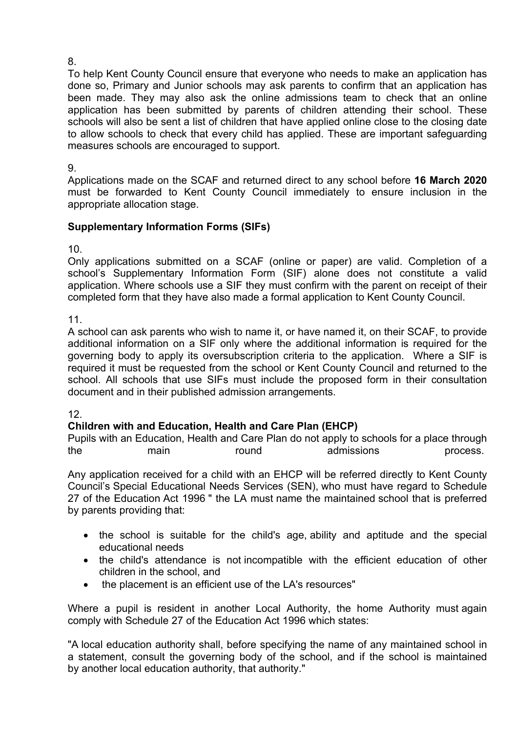8.
To help Kent County Council ensure that everyone who needs to make an application has done so, Primary and Junior schools may ask parents to confirm that an application has been made. They may also ask the online admissions team to check that an online application has been submitted by parents of children attending their school. These schools will also be sent a list of children that have applied online close to the closing date to allow schools to check that every child has applied. These are important safeguarding measures schools are encouraged to support.

9.
Applications made on the SCAF and returned direct to any school before **16 March 2020** must be forwarded to Kent County Council immediately to ensure inclusion in the appropriate allocation stage.

**Supplementary Information Forms (SIFs)**

10.
Only applications submitted on a SCAF (online or paper) are valid. Completion of a school's Supplementary Information Form (SIF) alone does not constitute a valid application. Where schools use a SIF they must confirm with the parent on receipt of their completed form that they have also made a formal application to Kent County Council.

11.
A school can ask parents who wish to name it, or have named it, on their SCAF, to provide additional information on a SIF only where the additional information is required for the governing body to apply its oversubscription criteria to the application. Where a SIF is required it must be requested from the school or Kent County Council and returned to the school. All schools that use SIFs must include the proposed form in their consultation document and in their published admission arrangements.

12.
**Children with and Education, Health and Care Plan (EHCP)**
Pupils with an Education, Health and Care Plan do not apply to schools for a place through the main round admissions process.

Any application received for a child with an EHCP will be referred directly to Kent County Council's Special Educational Needs Services (SEN), who must have regard to Schedule 27 of the Education Act 1996 " the LA must name the maintained school that is preferred by parents providing that:

- the school is suitable for the child's age, ability and aptitude and the special educational needs
- the child's attendance is not incompatible with the efficient education of other children in the school, and
- the placement is an efficient use of the LA's resources"

Where a pupil is resident in another Local Authority, the home Authority must again comply with Schedule 27 of the Education Act 1996 which states:

"A local education authority shall, before specifying the name of any maintained school in a statement, consult the governing body of the school, and if the school is maintained by another local education authority, that authority."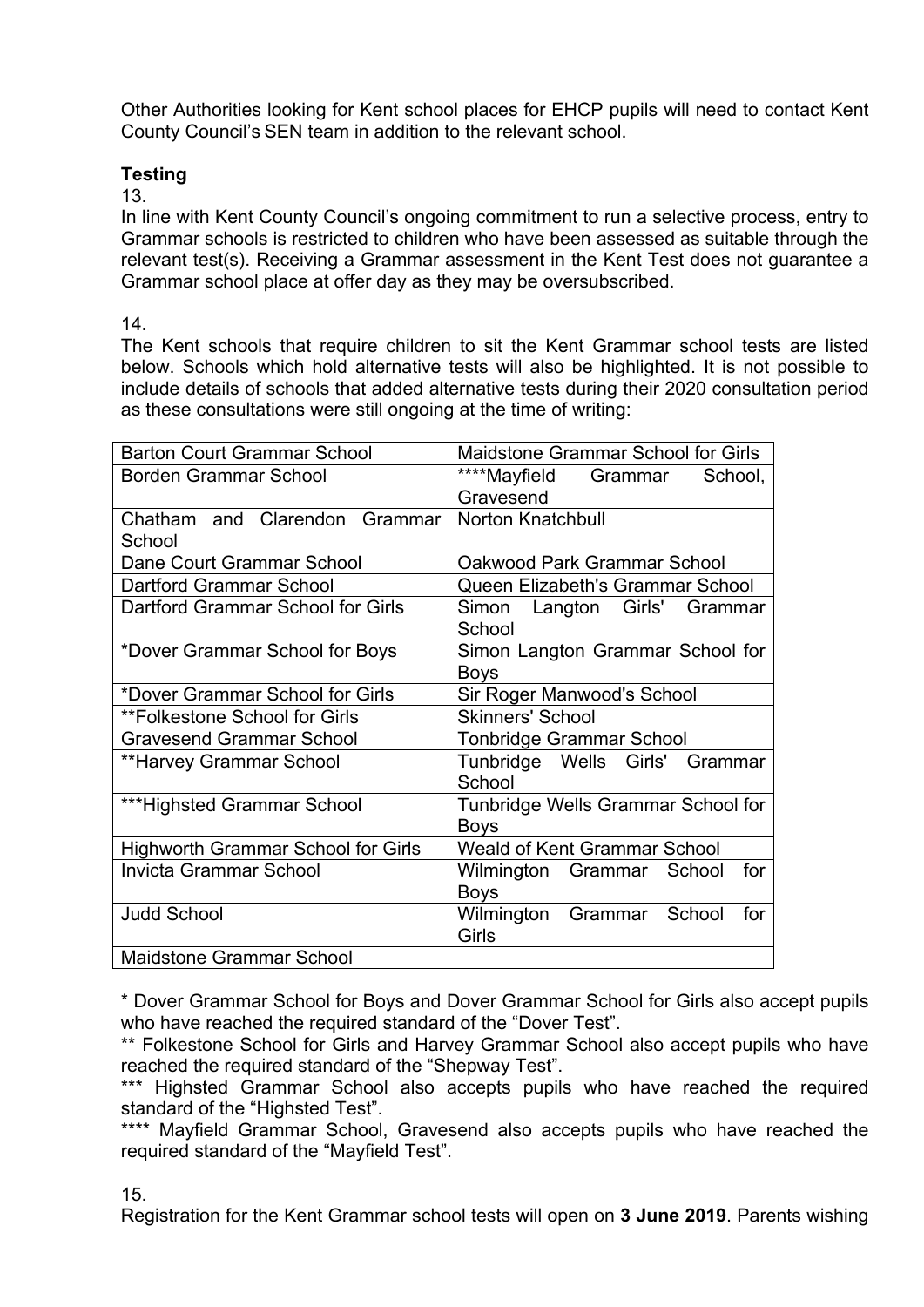Other Authorities looking for Kent school places for EHCP pupils will need to contact Kent County Council's SEN team in addition to the relevant school.

**Testing**

13.

In line with Kent County Council's ongoing commitment to run a selective process, entry to Grammar schools is restricted to children who have been assessed as suitable through the relevant test(s). Receiving a Grammar assessment in the Kent Test does not guarantee a Grammar school place at offer day as they may be oversubscribed.

14.

The Kent schools that require children to sit the Kent Grammar school tests are listed below. Schools which hold alternative tests will also be highlighted. It is not possible to include details of schools that added alternative tests during their 2020 consultation period as these consultations were still ongoing at the time of writing:

| | |
|---|---|
| Barton Court Grammar School | Maidstone Grammar School for Girls |
| Borden Grammar School | ****Mayfield Grammar School, Gravesend |
| Chatham and Clarendon Grammar School | Norton Knatchbull |
| Dane Court Grammar School | Oakwood Park Grammar School |
| Dartford Grammar School | Queen Elizabeth's Grammar School |
| Dartford Grammar School for Girls | Simon Langton Girls' Grammar School |
| *Dover Grammar School for Boys | Simon Langton Grammar School for Boys |
| *Dover Grammar School for Girls | Sir Roger Manwood's School |
| **Folkestone School for Girls | Skinners' School |
| Gravesend Grammar School | Tonbridge Grammar School |
| **Harvey Grammar School | Tunbridge Wells Girls' Grammar School |
| ***Highsted Grammar School | Tunbridge Wells Grammar School for Boys |
| Highworth Grammar School for Girls | Weald of Kent Grammar School |
| Invicta Grammar School | Wilmington Grammar School for Boys |
| Judd School | Wilmington Grammar School for Girls |
| Maidstone Grammar School | |

* Dover Grammar School for Boys and Dover Grammar School for Girls also accept pupils who have reached the required standard of the "Dover Test".

** Folkestone School for Girls and Harvey Grammar School also accept pupils who have reached the required standard of the "Shepway Test".

*** Highsted Grammar School also accepts pupils who have reached the required standard of the "Highsted Test".

**** Mayfield Grammar School, Gravesend also accepts pupils who have reached the required standard of the "Mayfield Test".

15.

Registration for the Kent Grammar school tests will open on **3 June 2019**. Parents wishing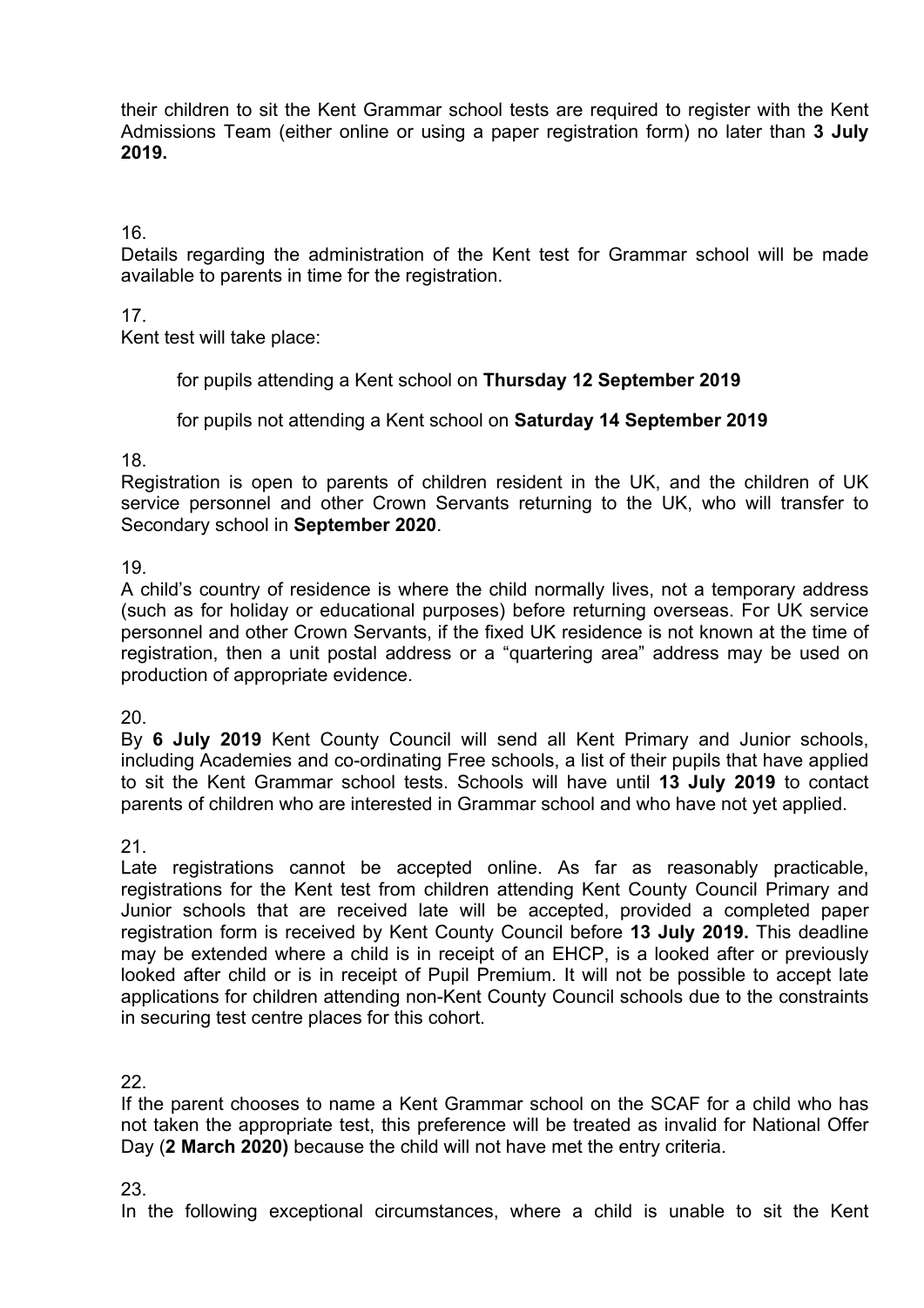their children to sit the Kent Grammar school tests are required to register with the Kent Admissions Team (either online or using a paper registration form) no later than **3 July 2019.**

16.
Details regarding the administration of the Kent test for Grammar school will be made available to parents in time for the registration.

17.
Kent test will take place:

for pupils attending a Kent school on **Thursday 12 September 2019**

for pupils not attending a Kent school on **Saturday 14 September 2019**

18.
Registration is open to parents of children resident in the UK, and the children of UK service personnel and other Crown Servants returning to the UK, who will transfer to Secondary school in **September 2020**.

19.
A child's country of residence is where the child normally lives, not a temporary address (such as for holiday or educational purposes) before returning overseas. For UK service personnel and other Crown Servants, if the fixed UK residence is not known at the time of registration, then a unit postal address or a "quartering area" address may be used on production of appropriate evidence.

20.
By **6 July 2019** Kent County Council will send all Kent Primary and Junior schools, including Academies and co-ordinating Free schools, a list of their pupils that have applied to sit the Kent Grammar school tests. Schools will have until **13 July 2019** to contact parents of children who are interested in Grammar school and who have not yet applied.

21.
Late registrations cannot be accepted online. As far as reasonably practicable, registrations for the Kent test from children attending Kent County Council Primary and Junior schools that are received late will be accepted, provided a completed paper registration form is received by Kent County Council before **13 July 2019.** This deadline may be extended where a child is in receipt of an EHCP, is a looked after or previously looked after child or is in receipt of Pupil Premium. It will not be possible to accept late applications for children attending non-Kent County Council schools due to the constraints in securing test centre places for this cohort.

22.
If the parent chooses to name a Kent Grammar school on the SCAF for a child who has not taken the appropriate test, this preference will be treated as invalid for National Offer Day (**2 March 2020)** because the child will not have met the entry criteria.

23.
In the following exceptional circumstances, where a child is unable to sit the Kent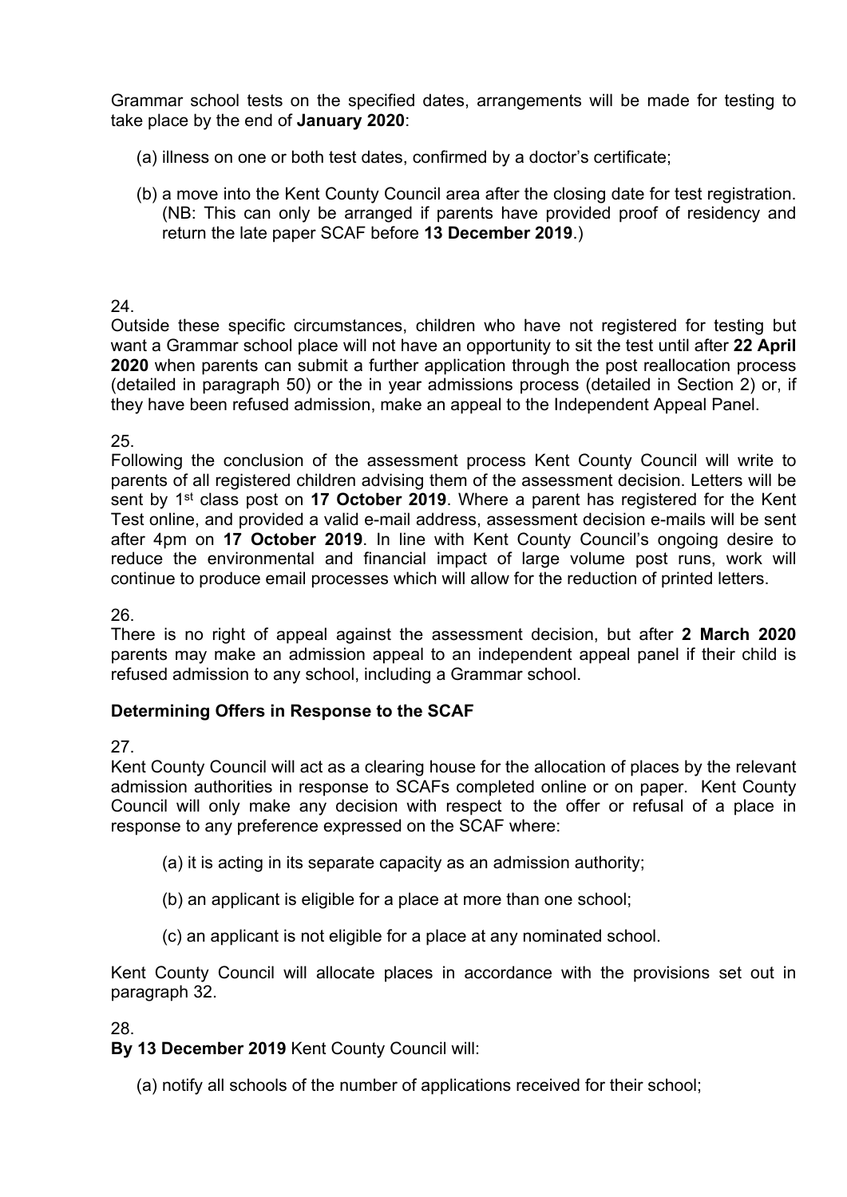Grammar school tests on the specified dates, arrangements will be made for testing to take place by the end of **January 2020**:

(a) illness on one or both test dates, confirmed by a doctor's certificate;

(b) a move into the Kent County Council area after the closing date for test registration. (NB: This can only be arranged if parents have provided proof of residency and return the late paper SCAF before **13 December 2019**.)

24.

Outside these specific circumstances, children who have not registered for testing but want a Grammar school place will not have an opportunity to sit the test until after **22 April 2020** when parents can submit a further application through the post reallocation process (detailed in paragraph 50) or the in year admissions process (detailed in Section 2) or, if they have been refused admission, make an appeal to the Independent Appeal Panel.

25.

Following the conclusion of the assessment process Kent County Council will write to parents of all registered children advising them of the assessment decision. Letters will be sent by 1st class post on **17 October 2019**. Where a parent has registered for the Kent Test online, and provided a valid e-mail address, assessment decision e-mails will be sent after 4pm on **17 October 2019**. In line with Kent County Council's ongoing desire to reduce the environmental and financial impact of large volume post runs, work will continue to produce email processes which will allow for the reduction of printed letters.

26.

There is no right of appeal against the assessment decision, but after **2 March 2020** parents may make an admission appeal to an independent appeal panel if their child is refused admission to any school, including a Grammar school.

**Determining Offers in Response to the SCAF**

27.

Kent County Council will act as a clearing house for the allocation of places by the relevant admission authorities in response to SCAFs completed online or on paper. Kent County Council will only make any decision with respect to the offer or refusal of a place in response to any preference expressed on the SCAF where:

(a) it is acting in its separate capacity as an admission authority;

(b) an applicant is eligible for a place at more than one school;

(c) an applicant is not eligible for a place at any nominated school.

Kent County Council will allocate places in accordance with the provisions set out in paragraph 32.

28.

**By 13 December 2019** Kent County Council will:

(a) notify all schools of the number of applications received for their school;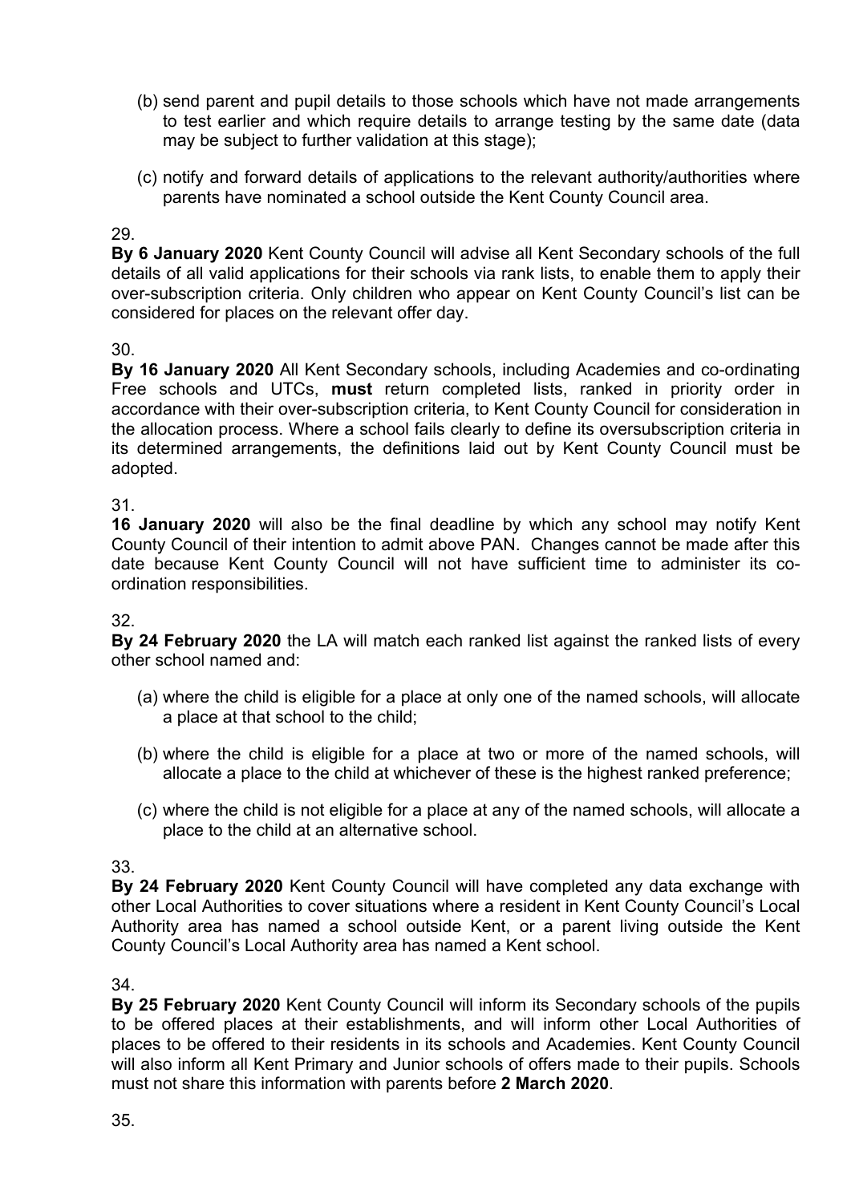(b) send parent and pupil details to those schools which have not made arrangements to test earlier and which require details to arrange testing by the same date (data may be subject to further validation at this stage);

(c) notify and forward details of applications to the relevant authority/authorities where parents have nominated a school outside the Kent County Council area.

29.

**By 6 January 2020** Kent County Council will advise all Kent Secondary schools of the full details of all valid applications for their schools via rank lists, to enable them to apply their over-subscription criteria. Only children who appear on Kent County Council's list can be considered for places on the relevant offer day.

30.

**By 16 January 2020** All Kent Secondary schools, including Academies and co-ordinating Free schools and UTCs, **must** return completed lists, ranked in priority order in accordance with their over-subscription criteria, to Kent County Council for consideration in the allocation process. Where a school fails clearly to define its oversubscription criteria in its determined arrangements, the definitions laid out by Kent County Council must be adopted.

31.

**16 January 2020** will also be the final deadline by which any school may notify Kent County Council of their intention to admit above PAN. Changes cannot be made after this date because Kent County Council will not have sufficient time to administer its co-ordination responsibilities.

32.

**By 24 February 2020** the LA will match each ranked list against the ranked lists of every other school named and:

(a) where the child is eligible for a place at only one of the named schools, will allocate a place at that school to the child;

(b) where the child is eligible for a place at two or more of the named schools, will allocate a place to the child at whichever of these is the highest ranked preference;

(c) where the child is not eligible for a place at any of the named schools, will allocate a place to the child at an alternative school.

33.

**By 24 February 2020** Kent County Council will have completed any data exchange with other Local Authorities to cover situations where a resident in Kent County Council's Local Authority area has named a school outside Kent, or a parent living outside the Kent County Council's Local Authority area has named a Kent school.

34.

**By 25 February 2020** Kent County Council will inform its Secondary schools of the pupils to be offered places at their establishments, and will inform other Local Authorities of places to be offered to their residents in its schools and Academies. Kent County Council will also inform all Kent Primary and Junior schools of offers made to their pupils. Schools must not share this information with parents before **2 March 2020**.

35.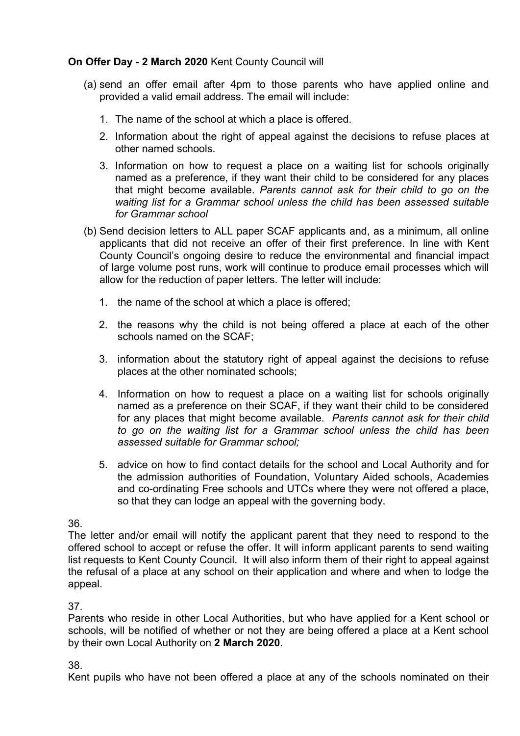**On Offer Day - 2 March 2020** Kent County Council will

(a) send an offer email after 4pm to those parents who have applied online and provided a valid email address. The email will include:

1. The name of the school at which a place is offered.
2. Information about the right of appeal against the decisions to refuse places at other named schools.
3. Information on how to request a place on a waiting list for schools originally named as a preference, if they want their child to be considered for any places that might become available. *Parents cannot ask for their child to go on the waiting list for a Grammar school unless the child has been assessed suitable for Grammar school*

(b) Send decision letters to ALL paper SCAF applicants and, as a minimum, all online applicants that did not receive an offer of their first preference. In line with Kent County Council's ongoing desire to reduce the environmental and financial impact of large volume post runs, work will continue to produce email processes which will allow for the reduction of paper letters. The letter will include:

1. the name of the school at which a place is offered;
2. the reasons why the child is not being offered a place at each of the other schools named on the SCAF;
3. information about the statutory right of appeal against the decisions to refuse places at the other nominated schools;
4. Information on how to request a place on a waiting list for schools originally named as a preference on their SCAF, if they want their child to be considered for any places that might become available. *Parents cannot ask for their child to go on the waiting list for a Grammar school unless the child has been assessed suitable for Grammar school;*
5. advice on how to find contact details for the school and Local Authority and for the admission authorities of Foundation, Voluntary Aided schools, Academies and co-ordinating Free schools and UTCs where they were not offered a place, so that they can lodge an appeal with the governing body.

36.
The letter and/or email will notify the applicant parent that they need to respond to the offered school to accept or refuse the offer. It will inform applicant parents to send waiting list requests to Kent County Council. It will also inform them of their right to appeal against the refusal of a place at any school on their application and where and when to lodge the appeal.

37.
Parents who reside in other Local Authorities, but who have applied for a Kent school or schools, will be notified of whether or not they are being offered a place at a Kent school by their own Local Authority on **2 March 2020**.

38.
Kent pupils who have not been offered a place at any of the schools nominated on their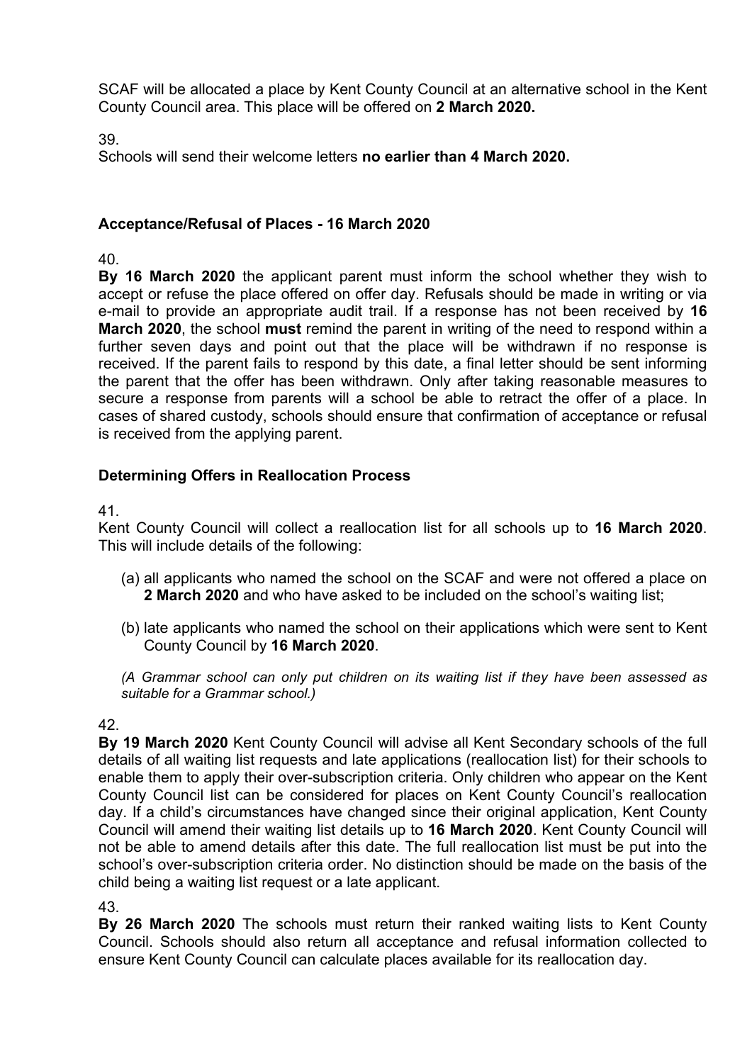SCAF will be allocated a place by Kent County Council at an alternative school in the Kent County Council area. This place will be offered on **2 March 2020.**

39.

Schools will send their welcome letters **no earlier than 4 March 2020.**

### Acceptance/Refusal of Places - 16 March 2020

40.

**By 16 March 2020** the applicant parent must inform the school whether they wish to accept or refuse the place offered on offer day. Refusals should be made in writing or via e-mail to provide an appropriate audit trail. If a response has not been received by **16 March 2020**, the school **must** remind the parent in writing of the need to respond within a further seven days and point out that the place will be withdrawn if no response is received. If the parent fails to respond by this date, a final letter should be sent informing the parent that the offer has been withdrawn. Only after taking reasonable measures to secure a response from parents will a school be able to retract the offer of a place. In cases of shared custody, schools should ensure that confirmation of acceptance or refusal is received from the applying parent.

### Determining Offers in Reallocation Process

41.

Kent County Council will collect a reallocation list for all schools up to **16 March 2020**. This will include details of the following:

(a) all applicants who named the school on the SCAF and were not offered a place on **2 March 2020** and who have asked to be included on the school's waiting list;

(b) late applicants who named the school on their applications which were sent to Kent County Council by **16 March 2020**.

*(A Grammar school can only put children on its waiting list if they have been assessed as suitable for a Grammar school.)*

42.

**By 19 March 2020** Kent County Council will advise all Kent Secondary schools of the full details of all waiting list requests and late applications (reallocation list) for their schools to enable them to apply their over-subscription criteria. Only children who appear on the Kent County Council list can be considered for places on Kent County Council's reallocation day. If a child's circumstances have changed since their original application, Kent County Council will amend their waiting list details up to **16 March 2020**. Kent County Council will not be able to amend details after this date. The full reallocation list must be put into the school's over-subscription criteria order. No distinction should be made on the basis of the child being a waiting list request or a late applicant.

43.

**By 26 March 2020** The schools must return their ranked waiting lists to Kent County Council. Schools should also return all acceptance and refusal information collected to ensure Kent County Council can calculate places available for its reallocation day.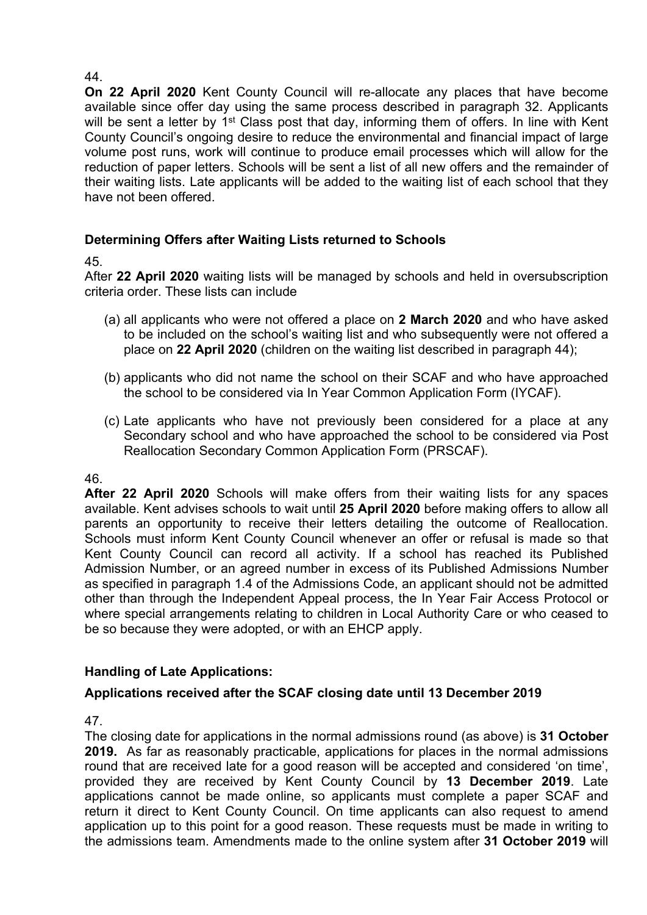44.

**On 22 April 2020** Kent County Council will re-allocate any places that have become available since offer day using the same process described in paragraph 32. Applicants will be sent a letter by 1st Class post that day, informing them of offers. In line with Kent County Council's ongoing desire to reduce the environmental and financial impact of large volume post runs, work will continue to produce email processes which will allow for the reduction of paper letters. Schools will be sent a list of all new offers and the remainder of their waiting lists. Late applicants will be added to the waiting list of each school that they have not been offered.

### Determining Offers after Waiting Lists returned to Schools

45.

After **22 April 2020** waiting lists will be managed by schools and held in oversubscription criteria order. These lists can include

(a) all applicants who were not offered a place on **2 March 2020** and who have asked to be included on the school's waiting list and who subsequently were not offered a place on **22 April 2020** (children on the waiting list described in paragraph 44);

(b) applicants who did not name the school on their SCAF and who have approached the school to be considered via In Year Common Application Form (IYCAF).

(c) Late applicants who have not previously been considered for a place at any Secondary school and who have approached the school to be considered via Post Reallocation Secondary Common Application Form (PRSCAF).

46.

**After 22 April 2020** Schools will make offers from their waiting lists for any spaces available. Kent advises schools to wait until **25 April 2020** before making offers to allow all parents an opportunity to receive their letters detailing the outcome of Reallocation. Schools must inform Kent County Council whenever an offer or refusal is made so that Kent County Council can record all activity. If a school has reached its Published Admission Number, or an agreed number in excess of its Published Admissions Number as specified in paragraph 1.4 of the Admissions Code, an applicant should not be admitted other than through the Independent Appeal process, the In Year Fair Access Protocol or where special arrangements relating to children in Local Authority Care or who ceased to be so because they were adopted, or with an EHCP apply.

### Handling of Late Applications:

### Applications received after the SCAF closing date until 13 December 2019

47.

The closing date for applications in the normal admissions round (as above) is **31 October 2019.** As far as reasonably practicable, applications for places in the normal admissions round that are received late for a good reason will be accepted and considered 'on time', provided they are received by Kent County Council by **13 December 2019**. Late applications cannot be made online, so applicants must complete a paper SCAF and return it direct to Kent County Council. On time applicants can also request to amend application up to this point for a good reason. These requests must be made in writing to the admissions team. Amendments made to the online system after **31 October 2019** will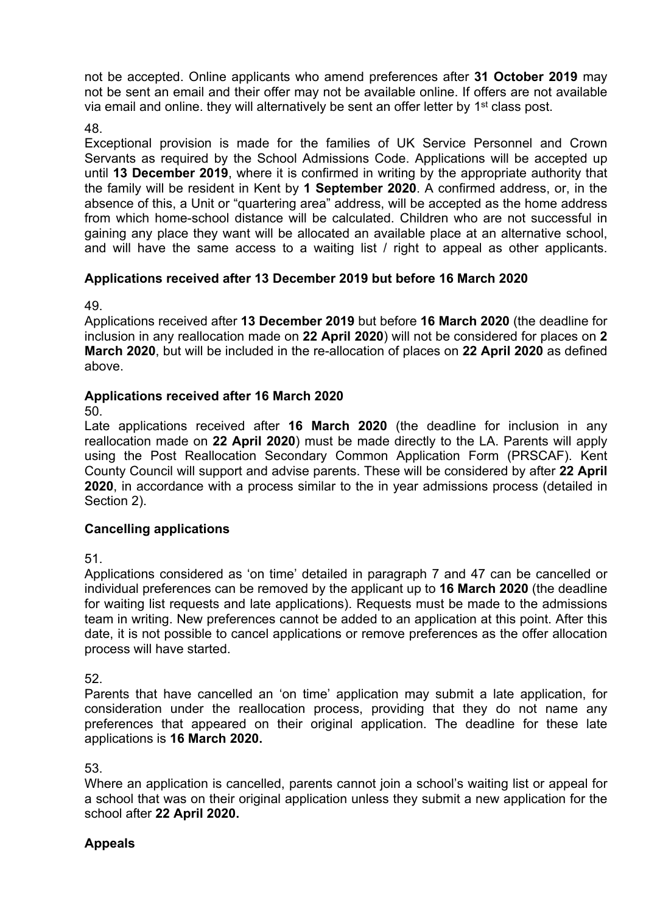not be accepted. Online applicants who amend preferences after **31 October 2019** may not be sent an email and their offer may not be available online. If offers are not available via email and online. they will alternatively be sent an offer letter by 1st class post.

48.

Exceptional provision is made for the families of UK Service Personnel and Crown Servants as required by the School Admissions Code. Applications will be accepted up until **13 December 2019**, where it is confirmed in writing by the appropriate authority that the family will be resident in Kent by **1 September 2020**. A confirmed address, or, in the absence of this, a Unit or "quartering area" address, will be accepted as the home address from which home-school distance will be calculated. Children who are not successful in gaining any place they want will be allocated an available place at an alternative school, and will have the same access to a waiting list / right to appeal as other applicants.

### Applications received after 13 December 2019 but before 16 March 2020

49.

Applications received after **13 December 2019** but before **16 March 2020** (the deadline for inclusion in any reallocation made on **22 April 2020**) will not be considered for places on **2 March 2020**, but will be included in the re-allocation of places on **22 April 2020** as defined above.

### Applications received after 16 March 2020

50.

Late applications received after **16 March 2020** (the deadline for inclusion in any reallocation made on **22 April 2020**) must be made directly to the LA. Parents will apply using the Post Reallocation Secondary Common Application Form (PRSCAF). Kent County Council will support and advise parents. These will be considered by after **22 April 2020**, in accordance with a process similar to the in year admissions process (detailed in Section 2).

### Cancelling applications

51.

Applications considered as 'on time' detailed in paragraph 7 and 47 can be cancelled or individual preferences can be removed by the applicant up to **16 March 2020** (the deadline for waiting list requests and late applications). Requests must be made to the admissions team in writing. New preferences cannot be added to an application at this point. After this date, it is not possible to cancel applications or remove preferences as the offer allocation process will have started.

52.

Parents that have cancelled an 'on time' application may submit a late application, for consideration under the reallocation process, providing that they do not name any preferences that appeared on their original application. The deadline for these late applications is **16 March 2020.**

53.

Where an application is cancelled, parents cannot join a school's waiting list or appeal for a school that was on their original application unless they submit a new application for the school after **22 April 2020.**

### Appeals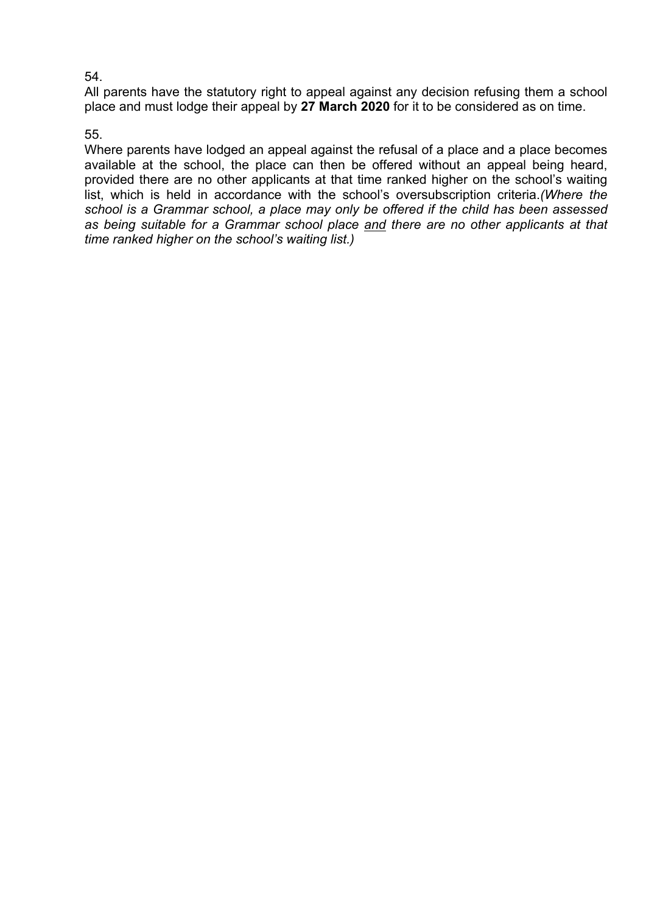54.

All parents have the statutory right to appeal against any decision refusing them a school place and must lodge their appeal by **27 March 2020** for it to be considered as on time.

55.

Where parents have lodged an appeal against the refusal of a place and a place becomes available at the school, the place can then be offered without an appeal being heard, provided there are no other applicants at that time ranked higher on the school's waiting list, which is held in accordance with the school's oversubscription criteria.*(Where the school is a Grammar school, a place may only be offered if the child has been assessed as being suitable for a Grammar school place <u>and</u> there are no other applicants at that time ranked higher on the school's waiting list.)*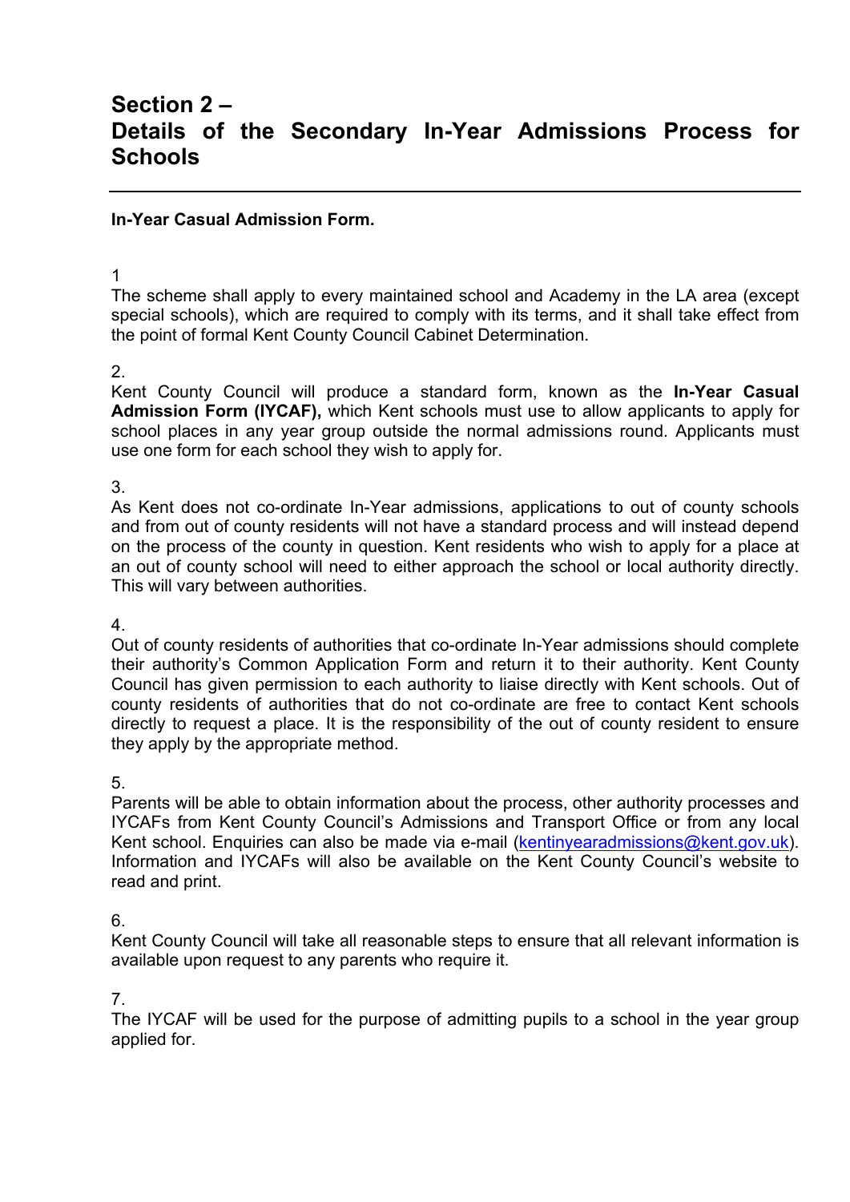# Section 2 – Details of the Secondary In-Year Admissions Process for Schools

---

**In-Year Casual Admission Form.**

1
The scheme shall apply to every maintained school and Academy in the LA area (except special schools), which are required to comply with its terms, and it shall take effect from the point of formal Kent County Council Cabinet Determination.

2.
Kent County Council will produce a standard form, known as the **In-Year Casual Admission Form (IYCAF),** which Kent schools must use to allow applicants to apply for school places in any year group outside the normal admissions round. Applicants must use one form for each school they wish to apply for.

3.
As Kent does not co-ordinate In-Year admissions, applications to out of county schools and from out of county residents will not have a standard process and will instead depend on the process of the county in question. Kent residents who wish to apply for a place at an out of county school will need to either approach the school or local authority directly. This will vary between authorities.

4.
Out of county residents of authorities that co-ordinate In-Year admissions should complete their authority's Common Application Form and return it to their authority. Kent County Council has given permission to each authority to liaise directly with Kent schools. Out of county residents of authorities that do not co-ordinate are free to contact Kent schools directly to request a place. It is the responsibility of the out of county resident to ensure they apply by the appropriate method.

5.
Parents will be able to obtain information about the process, other authority processes and IYCAFs from Kent County Council's Admissions and Transport Office or from any local Kent school. Enquiries can also be made via e-mail (kentinyearadmissions@kent.gov.uk). Information and IYCAFs will also be available on the Kent County Council's website to read and print.

6.
Kent County Council will take all reasonable steps to ensure that all relevant information is available upon request to any parents who require it.

7.
The IYCAF will be used for the purpose of admitting pupils to a school in the year group applied for.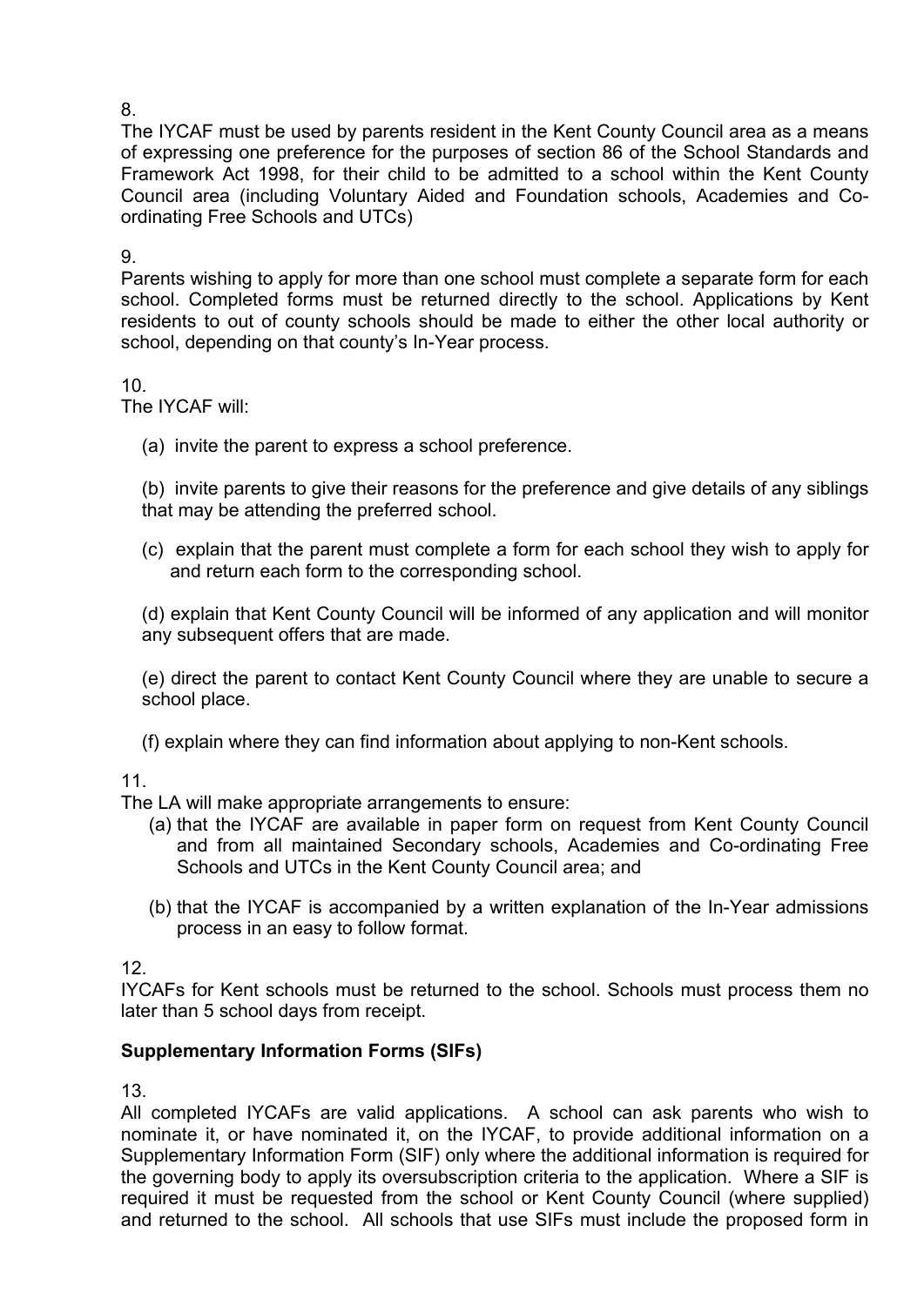8.

The IYCAF must be used by parents resident in the Kent County Council area as a means of expressing one preference for the purposes of section 86 of the School Standards and Framework Act 1998, for their child to be admitted to a school within the Kent County Council area (including Voluntary Aided and Foundation schools, Academies and Co-ordinating Free Schools and UTCs)

9.

Parents wishing to apply for more than one school must complete a separate form for each school. Completed forms must be returned directly to the school. Applications by Kent residents to out of county schools should be made to either the other local authority or school, depending on that county's In-Year process.

10.

The IYCAF will:

(a) invite the parent to express a school preference.

(b) invite parents to give their reasons for the preference and give details of any siblings that may be attending the preferred school.

(c) explain that the parent must complete a form for each school they wish to apply for and return each form to the corresponding school.

(d) explain that Kent County Council will be informed of any application and will monitor any subsequent offers that are made.

(e) direct the parent to contact Kent County Council where they are unable to secure a school place.

(f) explain where they can find information about applying to non-Kent schools.

11.

The LA will make appropriate arrangements to ensure:

(a) that the IYCAF are available in paper form on request from Kent County Council and from all maintained Secondary schools, Academies and Co-ordinating Free Schools and UTCs in the Kent County Council area; and

(b) that the IYCAF is accompanied by a written explanation of the In-Year admissions process in an easy to follow format.

12.

IYCAFs for Kent schools must be returned to the school. Schools must process them no later than 5 school days from receipt.

**Supplementary Information Forms (SIFs)**

13.

All completed IYCAFs are valid applications. A school can ask parents who wish to nominate it, or have nominated it, on the IYCAF, to provide additional information on a Supplementary Information Form (SIF) only where the additional information is required for the governing body to apply its oversubscription criteria to the application. Where a SIF is required it must be requested from the school or Kent County Council (where supplied) and returned to the school. All schools that use SIFs must include the proposed form in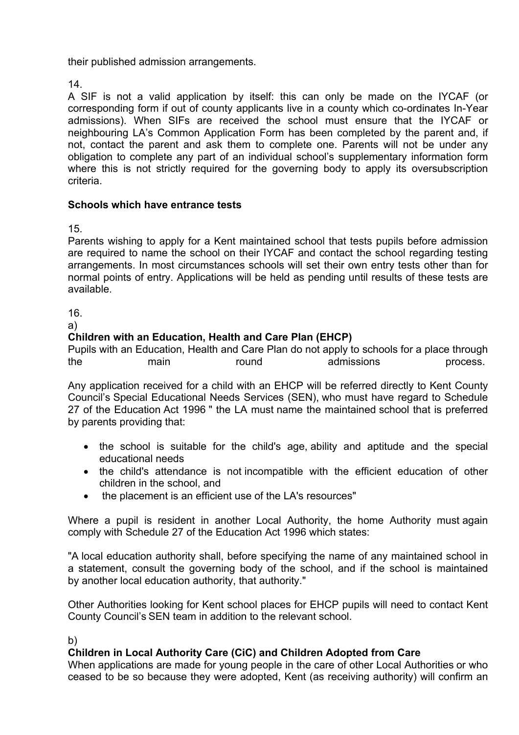their published admission arrangements.

14.
A SIF is not a valid application by itself: this can only be made on the IYCAF (or corresponding form if out of county applicants live in a county which co-ordinates In-Year admissions). When SIFs are received the school must ensure that the IYCAF or neighbouring LA's Common Application Form has been completed by the parent and, if not, contact the parent and ask them to complete one. Parents will not be under any obligation to complete any part of an individual school's supplementary information form where this is not strictly required for the governing body to apply its oversubscription criteria.

**Schools which have entrance tests**

15.
Parents wishing to apply for a Kent maintained school that tests pupils before admission are required to name the school on their IYCAF and contact the school regarding testing arrangements. In most circumstances schools will set their own entry tests other than for normal points of entry. Applications will be held as pending until results of these tests are available.

16.
a)
**Children with an Education, Health and Care Plan (EHCP)**
Pupils with an Education, Health and Care Plan do not apply to schools for a place through the main round admissions process.

Any application received for a child with an EHCP will be referred directly to Kent County Council's Special Educational Needs Services (SEN), who must have regard to Schedule 27 of the Education Act 1996 " the LA must name the maintained school that is preferred by parents providing that:

- the school is suitable for the child's age, ability and aptitude and the special educational needs
- the child's attendance is not incompatible with the efficient education of other children in the school, and
- the placement is an efficient use of the LA's resources"

Where a pupil is resident in another Local Authority, the home Authority must again comply with Schedule 27 of the Education Act 1996 which states:

"A local education authority shall, before specifying the name of any maintained school in a statement, consult the governing body of the school, and if the school is maintained by another local education authority, that authority."

Other Authorities looking for Kent school places for EHCP pupils will need to contact Kent County Council's SEN team in addition to the relevant school.

b)
**Children in Local Authority Care (CiC) and Children Adopted from Care**
When applications are made for young people in the care of other Local Authorities or who ceased to be so because they were adopted, Kent (as receiving authority) will confirm an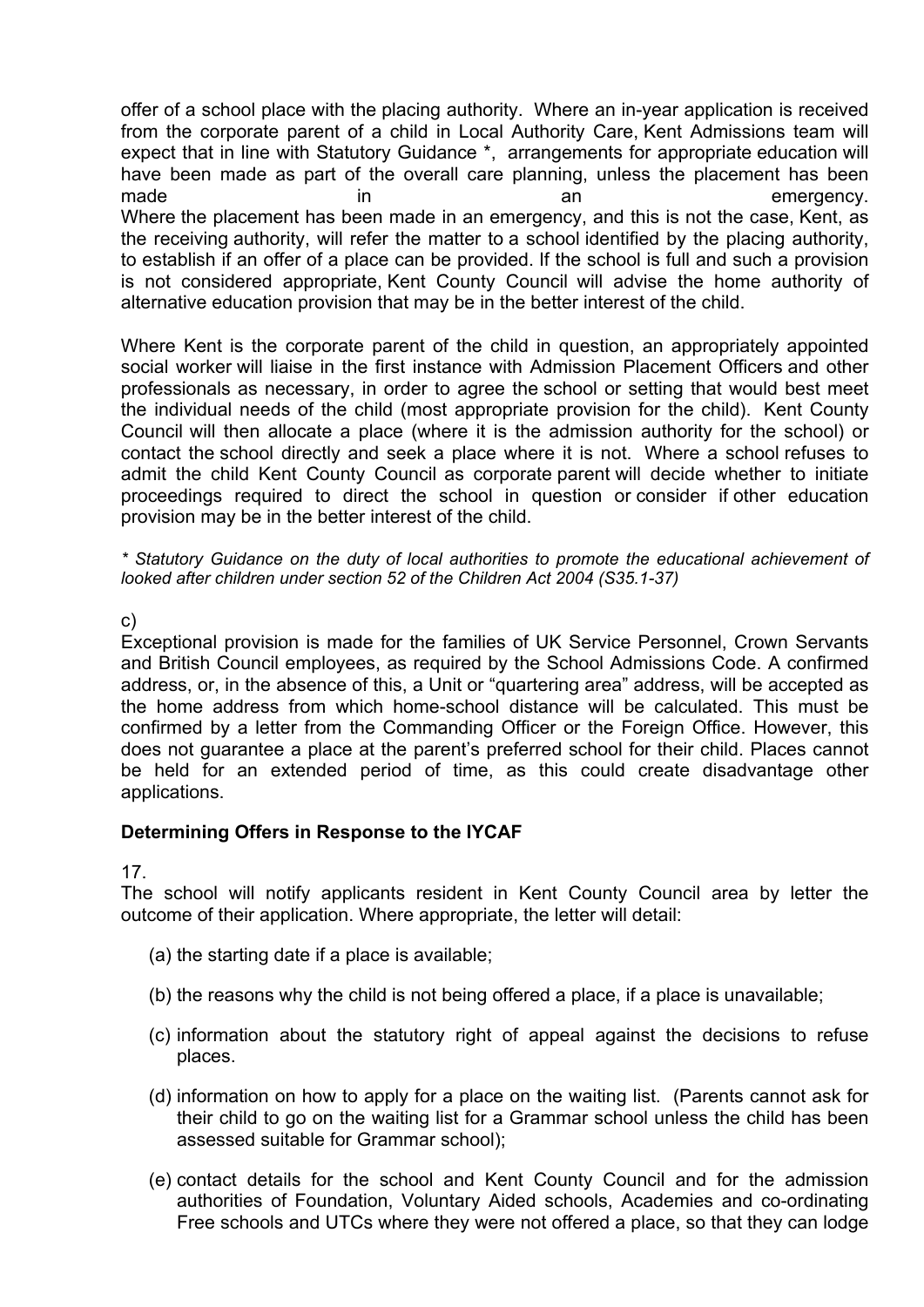offer of a school place with the placing authority. Where an in-year application is received from the corporate parent of a child in Local Authority Care, Kent Admissions team will expect that in line with Statutory Guidance *, arrangements for appropriate education will have been made as part of the overall care planning, unless the placement has been made in an emergency. Where the placement has been made in an emergency, and this is not the case, Kent, as the receiving authority, will refer the matter to a school identified by the placing authority, to establish if an offer of a place can be provided. If the school is full and such a provision is not considered appropriate, Kent County Council will advise the home authority of alternative education provision that may be in the better interest of the child.

Where Kent is the corporate parent of the child in question, an appropriately appointed social worker will liaise in the first instance with Admission Placement Officers and other professionals as necessary, in order to agree the school or setting that would best meet the individual needs of the child (most appropriate provision for the child). Kent County Council will then allocate a place (where it is the admission authority for the school) or contact the school directly and seek a place where it is not. Where a school refuses to admit the child Kent County Council as corporate parent will decide whether to initiate proceedings required to direct the school in question or consider if other education provision may be in the better interest of the child.

*\* Statutory Guidance on the duty of local authorities to promote the educational achievement of looked after children under section 52 of the Children Act 2004 (S35.1-37)*

c)
Exceptional provision is made for the families of UK Service Personnel, Crown Servants and British Council employees, as required by the School Admissions Code. A confirmed address, or, in the absence of this, a Unit or "quartering area" address, will be accepted as the home address from which home-school distance will be calculated. This must be confirmed by a letter from the Commanding Officer or the Foreign Office. However, this does not guarantee a place at the parent's preferred school for their child. Places cannot be held for an extended period of time, as this could create disadvantage other applications.

**Determining Offers in Response to the IYCAF**

17.
The school will notify applicants resident in Kent County Council area by letter the outcome of their application. Where appropriate, the letter will detail:

(a) the starting date if a place is available;

(b) the reasons why the child is not being offered a place, if a place is unavailable;

(c) information about the statutory right of appeal against the decisions to refuse places.

(d) information on how to apply for a place on the waiting list. (Parents cannot ask for their child to go on the waiting list for a Grammar school unless the child has been assessed suitable for Grammar school);

(e) contact details for the school and Kent County Council and for the admission authorities of Foundation, Voluntary Aided schools, Academies and co-ordinating Free schools and UTCs where they were not offered a place, so that they can lodge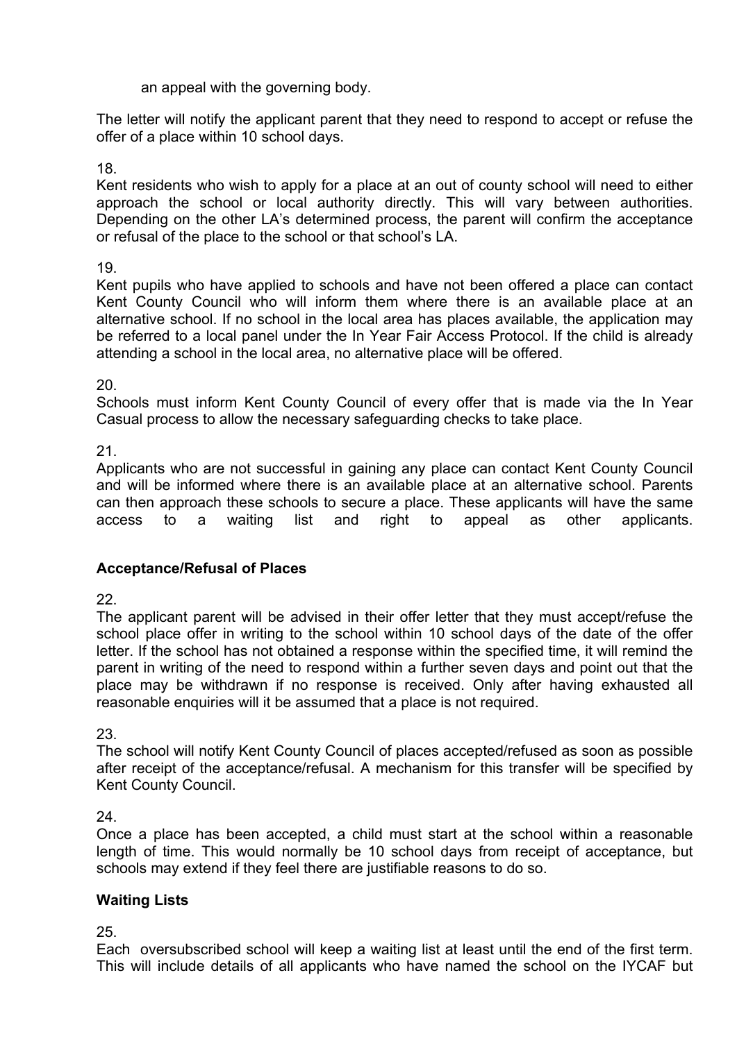an appeal with the governing body.

The letter will notify the applicant parent that they need to respond to accept or refuse the offer of a place within 10 school days.

18.
Kent residents who wish to apply for a place at an out of county school will need to either approach the school or local authority directly. This will vary between authorities. Depending on the other LA's determined process, the parent will confirm the acceptance or refusal of the place to the school or that school's LA.

19.
Kent pupils who have applied to schools and have not been offered a place can contact Kent County Council who will inform them where there is an available place at an alternative school. If no school in the local area has places available, the application may be referred to a local panel under the In Year Fair Access Protocol. If the child is already attending a school in the local area, no alternative place will be offered.

20.
Schools must inform Kent County Council of every offer that is made via the In Year Casual process to allow the necessary safeguarding checks to take place.

21.
Applicants who are not successful in gaining any place can contact Kent County Council and will be informed where there is an available place at an alternative school. Parents can then approach these schools to secure a place. These applicants will have the same access to a waiting list and right to appeal as other applicants.

### Acceptance/Refusal of Places

22.
The applicant parent will be advised in their offer letter that they must accept/refuse the school place offer in writing to the school within 10 school days of the date of the offer letter. If the school has not obtained a response within the specified time, it will remind the parent in writing of the need to respond within a further seven days and point out that the place may be withdrawn if no response is received. Only after having exhausted all reasonable enquiries will it be assumed that a place is not required.

23.
The school will notify Kent County Council of places accepted/refused as soon as possible after receipt of the acceptance/refusal. A mechanism for this transfer will be specified by Kent County Council.

24.
Once a place has been accepted, a child must start at the school within a reasonable length of time. This would normally be 10 school days from receipt of acceptance, but schools may extend if they feel there are justifiable reasons to do so.

### Waiting Lists

25.
Each oversubscribed school will keep a waiting list at least until the end of the first term. This will include details of all applicants who have named the school on the IYCAF but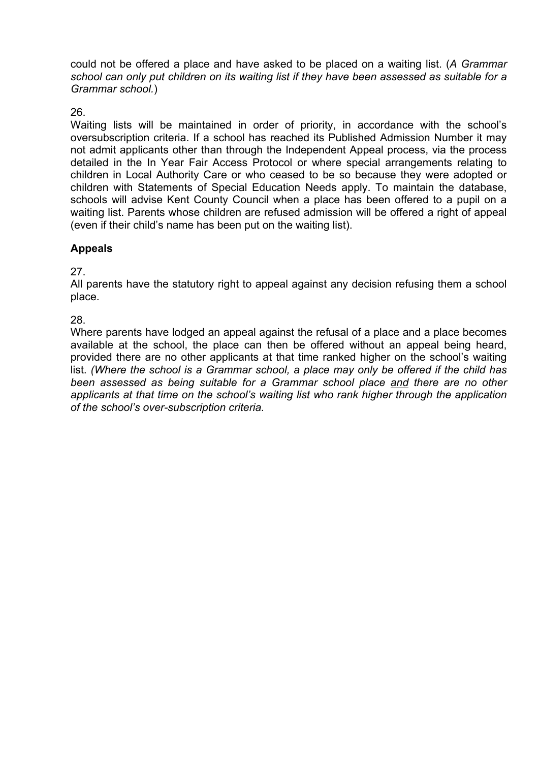could not be offered a place and have asked to be placed on a waiting list. (*A Grammar school can only put children on its waiting list if they have been assessed as suitable for a Grammar school.*)

26.
Waiting lists will be maintained in order of priority, in accordance with the school's oversubscription criteria. If a school has reached its Published Admission Number it may not admit applicants other than through the Independent Appeal process, via the process detailed in the In Year Fair Access Protocol or where special arrangements relating to children in Local Authority Care or who ceased to be so because they were adopted or children with Statements of Special Education Needs apply. To maintain the database, schools will advise Kent County Council when a place has been offered to a pupil on a waiting list. Parents whose children are refused admission will be offered a right of appeal (even if their child's name has been put on the waiting list).

**Appeals**

27.
All parents have the statutory right to appeal against any decision refusing them a school place.

28.
Where parents have lodged an appeal against the refusal of a place and a place becomes available at the school, the place can then be offered without an appeal being heard, provided there are no other applicants at that time ranked higher on the school's waiting list. *(Where the school is a Grammar school, a place may only be offered if the child has been assessed as being suitable for a Grammar school place <u>and</u> there are no other applicants at that time on the school's waiting list who rank higher through the application of the school's over-subscription criteria.*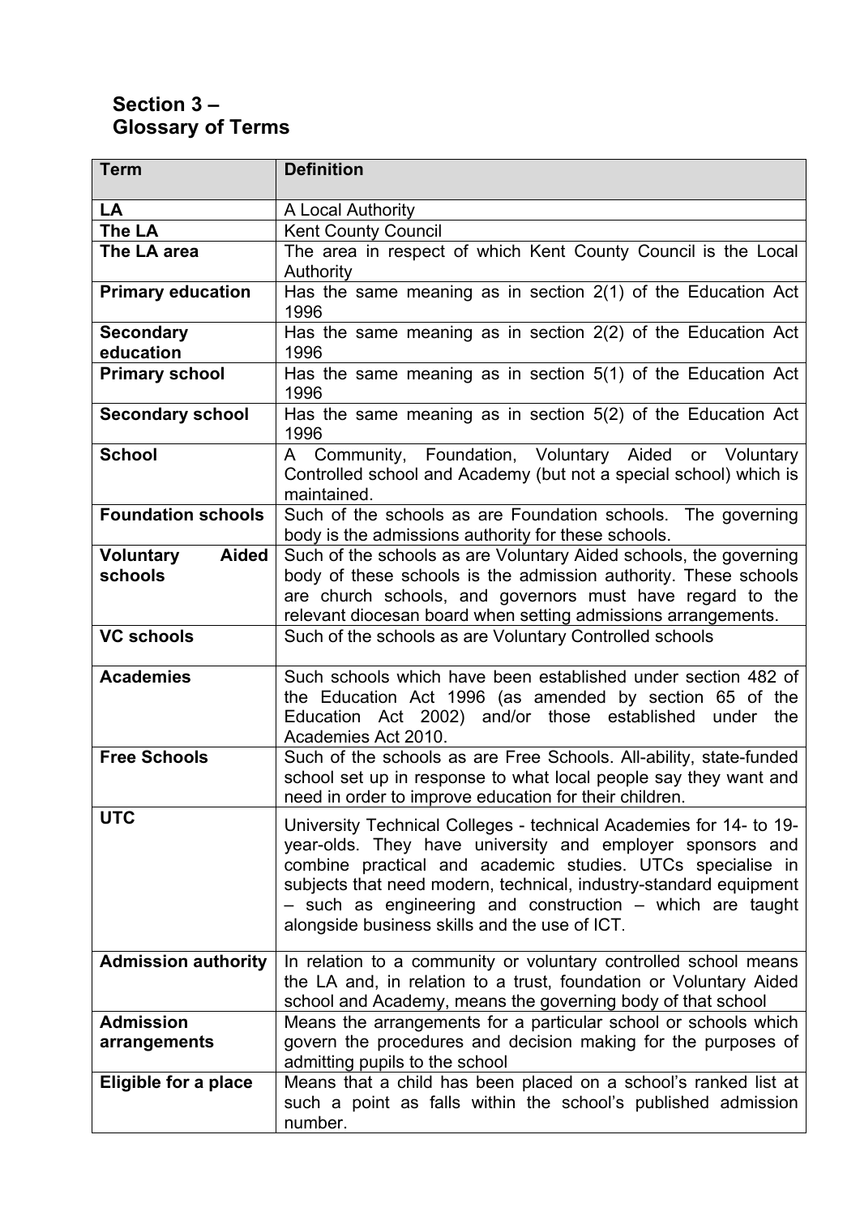## Section 3 – Glossary of Terms

| Term | Definition |
|---|---|
| **LA** | A Local Authority |
| **The LA** | Kent County Council |
| **The LA area** | The area in respect of which Kent County Council is the Local Authority |
| **Primary education** | Has the same meaning as in section 2(1) of the Education Act 1996 |
| **Secondary education** | Has the same meaning as in section 2(2) of the Education Act 1996 |
| **Primary school** | Has the same meaning as in section 5(1) of the Education Act 1996 |
| **Secondary school** | Has the same meaning as in section 5(2) of the Education Act 1996 |
| **School** | A Community, Foundation, Voluntary Aided or Voluntary Controlled school and Academy (but not a special school) which is maintained. |
| **Foundation schools** | Such of the schools as are Foundation schools. The governing body is the admissions authority for these schools. |
| **Voluntary Aided schools** | Such of the schools as are Voluntary Aided schools, the governing body of these schools is the admission authority. These schools are church schools, and governors must have regard to the relevant diocesan board when setting admissions arrangements. |
| **VC schools** | Such of the schools as are Voluntary Controlled schools |
| **Academies** | Such schools which have been established under section 482 of the Education Act 1996 (as amended by section 65 of the Education Act 2002) and/or those established under the Academies Act 2010. |
| **Free Schools** | Such of the schools as are Free Schools. All-ability, state-funded school set up in response to what local people say they want and need in order to improve education for their children. |
| **UTC** | University Technical Colleges - technical Academies for 14- to 19-year-olds. They have university and employer sponsors and combine practical and academic studies. UTCs specialise in subjects that need modern, technical, industry-standard equipment – such as engineering and construction – which are taught alongside business skills and the use of ICT. |
| **Admission authority** | In relation to a community or voluntary controlled school means the LA and, in relation to a trust, foundation or Voluntary Aided school and Academy, means the governing body of that school |
| **Admission arrangements** | Means the arrangements for a particular school or schools which govern the procedures and decision making for the purposes of admitting pupils to the school |
| **Eligible for a place** | Means that a child has been placed on a school's ranked list at such a point as falls within the school's published admission number. |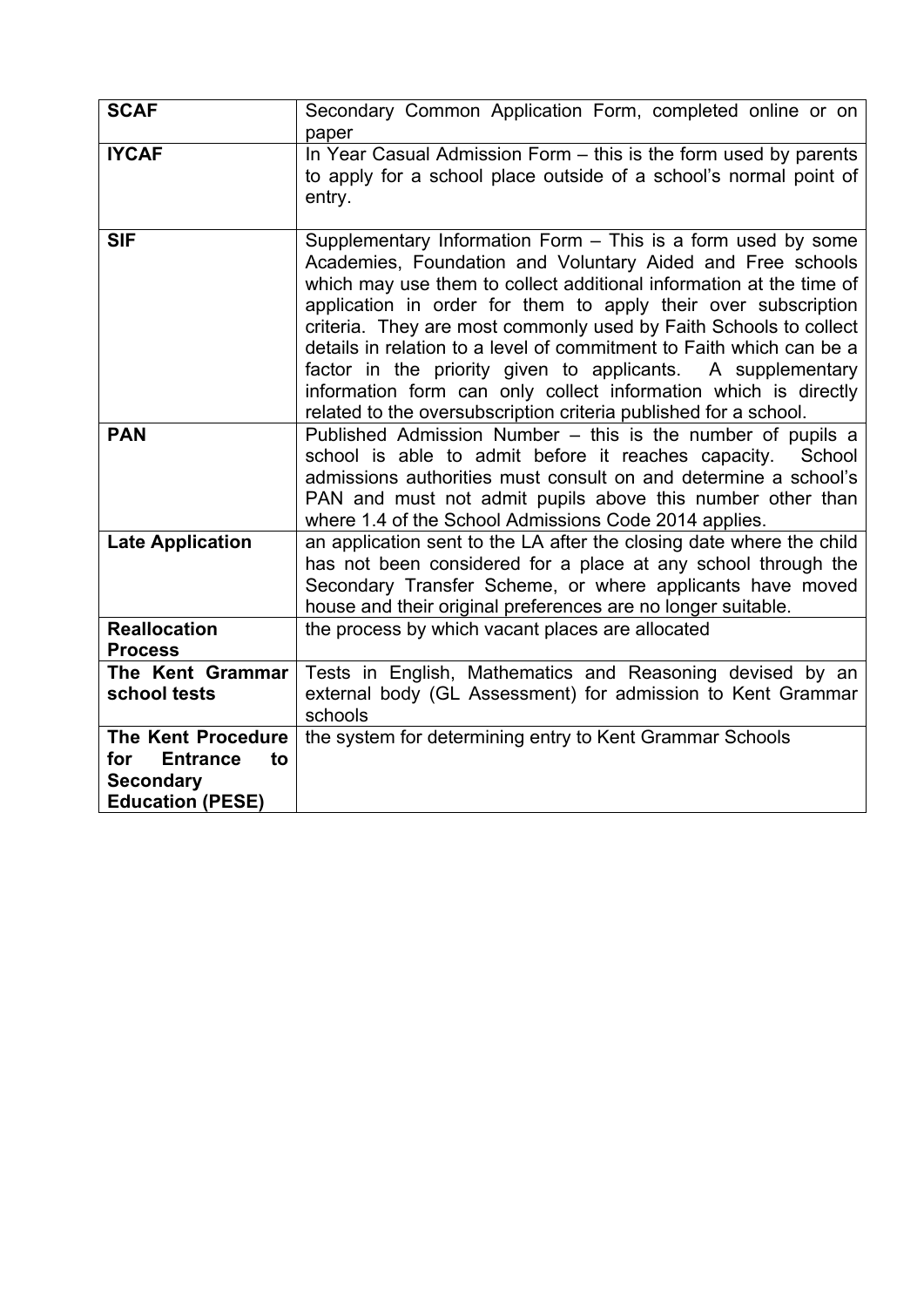| | |
|---|---|
| **SCAF** | Secondary Common Application Form, completed online or on paper |
| **IYCAF** | In Year Casual Admission Form – this is the form used by parents to apply for a school place outside of a school's normal point of entry. |
| **SIF** | Supplementary Information Form – This is a form used by some Academies, Foundation and Voluntary Aided and Free schools which may use them to collect additional information at the time of application in order for them to apply their over subscription criteria. They are most commonly used by Faith Schools to collect details in relation to a level of commitment to Faith which can be a factor in the priority given to applicants. A supplementary information form can only collect information which is directly related to the oversubscription criteria published for a school. |
| **PAN** | Published Admission Number – this is the number of pupils a school is able to admit before it reaches capacity. School admissions authorities must consult on and determine a school's PAN and must not admit pupils above this number other than where 1.4 of the School Admissions Code 2014 applies. |
| **Late Application** | an application sent to the LA after the closing date where the child has not been considered for a place at any school through the Secondary Transfer Scheme, or where applicants have moved house and their original preferences are no longer suitable. |
| **Reallocation Process** | the process by which vacant places are allocated |
| **The Kent Grammar school tests** | Tests in English, Mathematics and Reasoning devised by an external body (GL Assessment) for admission to Kent Grammar schools |
| **The Kent Procedure for Entrance to Secondary Education (PESE)** | the system for determining entry to Kent Grammar Schools |